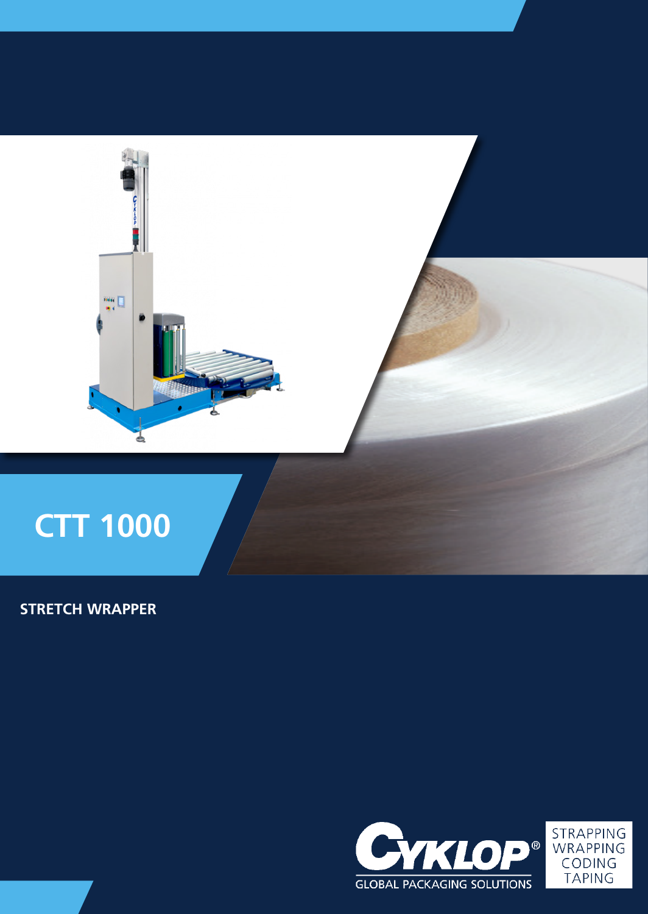# CTT 1000

## STRETCH WRAPPER

CYKLOP®
GLOBAL PACKAGING SOLUTIONS

STRAPPING
WRAPPING
CODING
TAPING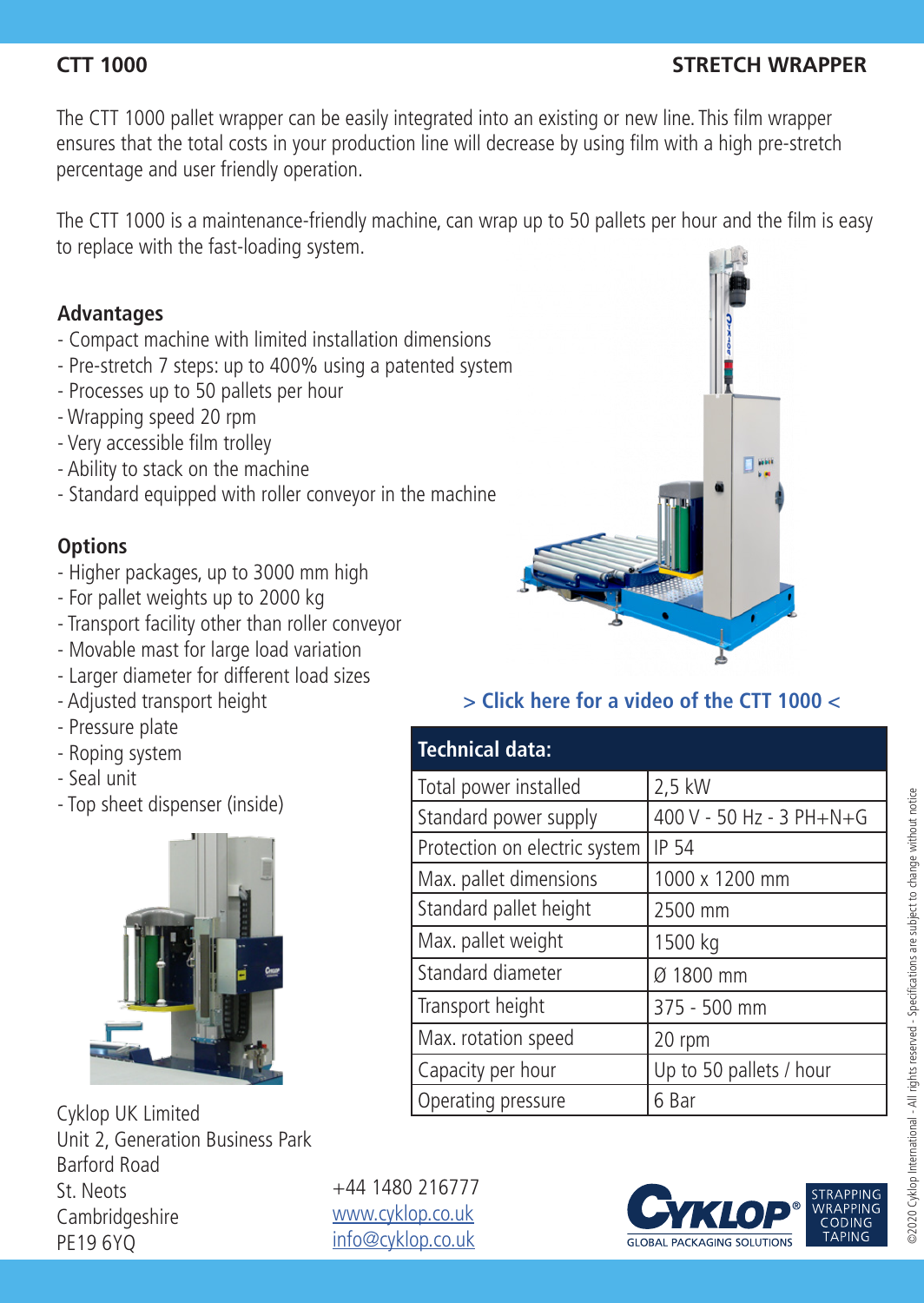**CTT 1000** **STRETCH WRAPPER**

The CTT 1000 pallet wrapper can be easily integrated into an existing or new line. This film wrapper ensures that the total costs in your production line will decrease by using film with a high pre-stretch percentage and user friendly operation.

The CTT 1000 is a maintenance-friendly machine, can wrap up to 50 pallets per hour and the film is easy to replace with the fast-loading system.

## Advantages

- Compact machine with limited installation dimensions
- Pre-stretch 7 steps: up to 400% using a patented system
- Processes up to 50 pallets per hour
- Wrapping speed 20 rpm
- Very accessible film trolley
- Ability to stack on the machine
- Standard equipped with roller conveyor in the machine

## Options

- Higher packages, up to 3000 mm high
- For pallet weights up to 2000 kg
- Transport facility other than roller conveyor
- Movable mast for large load variation
- Larger diameter for different load sizes
- Adjusted transport height
- Pressure plate
- Roping system
- Seal unit
- Top sheet dispenser (inside)

> Click here for a video of the CTT 1000 <

| Technical data: | |
|---|---|
| Total power installed | 2,5 kW |
| Standard power supply | 400 V - 50 Hz - 3 PH+N+G |
| Protection on electric system | IP 54 |
| Max. pallet dimensions | 1000 x 1200 mm |
| Standard pallet height | 2500 mm |
| Max. pallet weight | 1500 kg |
| Standard diameter | Ø 1800 mm |
| Transport height | 375 - 500 mm |
| Max. rotation speed | 20 rpm |
| Capacity per hour | Up to 50 pallets / hour |
| Operating pressure | 6 Bar |

Cyklop UK Limited
Unit 2, Generation Business Park
Barford Road
St. Neots
Cambridgeshire
PE19 6YQ

+44 1480 216777
www.cyklop.co.uk
info@cyklop.co.uk

CYKLOP® GLOBAL PACKAGING SOLUTIONS
STRAPPING WRAPPING CODING TAPING

©2020 Cyklop International - All rights reserved - Specifications are subject to change without notice